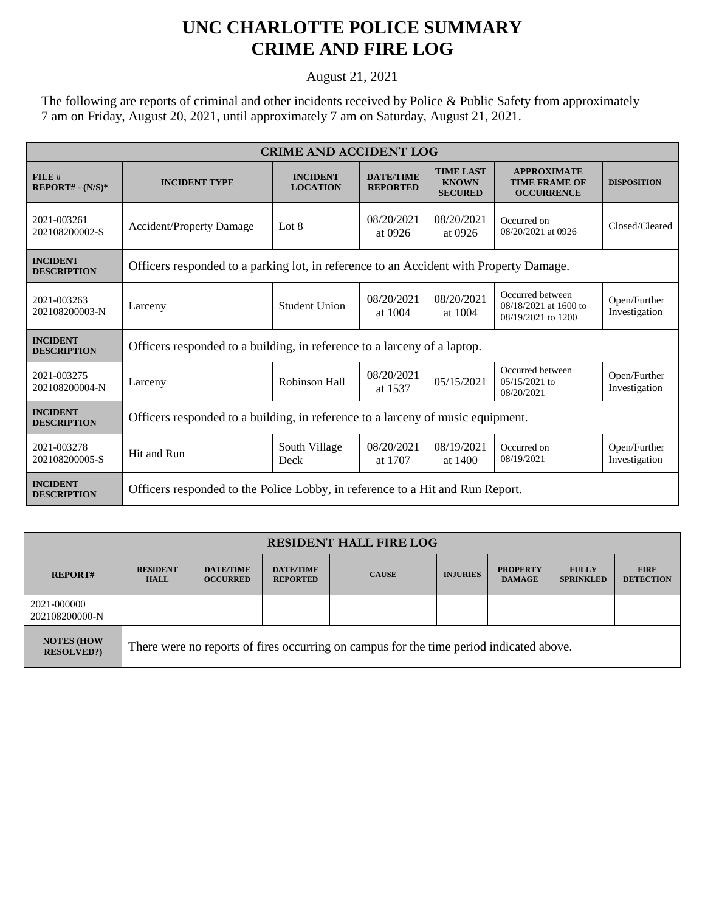# UNC CHARLOTTE POLICE SUMMARY
# CRIME AND FIRE LOG

August 21, 2021

The following are reports of criminal and other incidents received by Police & Public Safety from approximately 7 am on Friday, August 20, 2021, until approximately 7 am on Saturday, August 21, 2021.

| CRIME AND ACCIDENT LOG | | | | | | |
|---|---|---|---|---|---|---|
| **FILE # REPORT# - (N/S)*** | **INCIDENT TYPE** | **INCIDENT LOCATION** | **DATE/TIME REPORTED** | **TIME LAST KNOWN SECURED** | **APPROXIMATE TIME FRAME OF OCCURRENCE** | **DISPOSITION** |
| 2021-003261 202108200002-S | Accident/Property Damage | Lot 8 | 08/20/2021 at 0926 | 08/20/2021 at 0926 | Occurred on 08/20/2021 at 0926 | Closed/Cleared |
| **INCIDENT DESCRIPTION** | Officers responded to a parking lot, in reference to an Accident with Property Damage. | | | | | |
| 2021-003263 202108200003-N | Larceny | Student Union | 08/20/2021 at 1004 | 08/20/2021 at 1004 | Occurred between 08/18/2021 at 1600 to 08/19/2021 to 1200 | Open/Further Investigation |
| **INCIDENT DESCRIPTION** | Officers responded to a building, in reference to a larceny of a laptop. | | | | | |
| 2021-003275 202108200004-N | Larceny | Robinson Hall | 08/20/2021 at 1537 | 05/15/2021 | Occurred between 05/15/2021 to 08/20/2021 | Open/Further Investigation |
| **INCIDENT DESCRIPTION** | Officers responded to a building, in reference to a larceny of music equipment. | | | | | |
| 2021-003278 202108200005-S | Hit and Run | South Village Deck | 08/20/2021 at 1707 | 08/19/2021 at 1400 | Occurred on 08/19/2021 | Open/Further Investigation |
| **INCIDENT DESCRIPTION** | Officers responded to the Police Lobby, in reference to a Hit and Run Report. | | | | | |

| RESIDENT HALL FIRE LOG | | | | | | | | |
|---|---|---|---|---|---|---|---|---|
| **REPORT#** | **RESIDENT HALL** | **DATE/TIME OCCURRED** | **DATE/TIME REPORTED** | **CAUSE** | **INJURIES** | **PROPERTY DAMAGE** | **FULLY SPRINKLED** | **FIRE DETECTION** |
| 2021-000000 202108200000-N | | | | | | | | |
| **NOTES (HOW RESOLVED?)** | There were no reports of fires occurring on campus for the time period indicated above. | | | | | | | |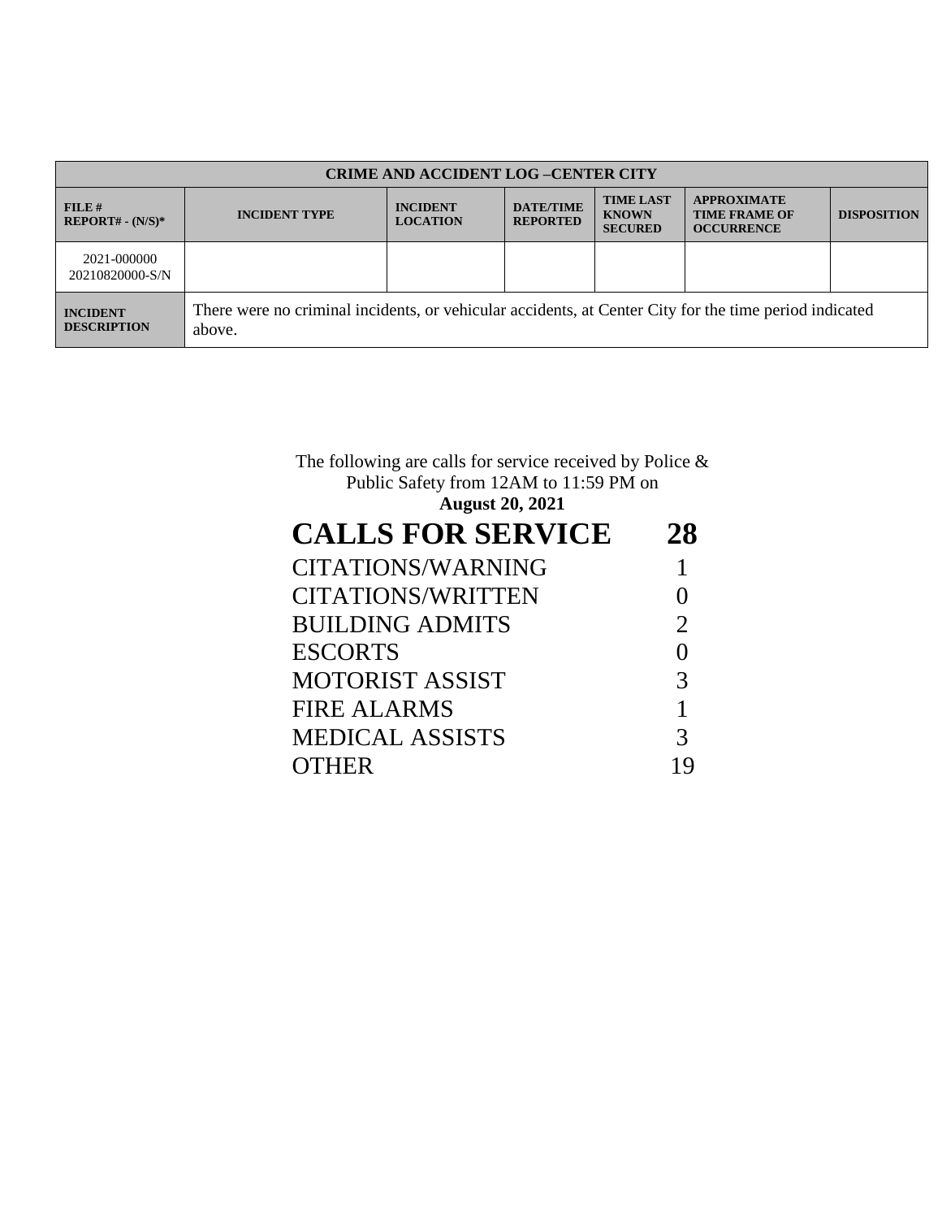| CRIME AND ACCIDENT LOG –CENTER CITY | | | | | | |
|---|---|---|---|---|---|---|
| **FILE # REPORT# - (N/S)*** | **INCIDENT TYPE** | **INCIDENT LOCATION** | **DATE/TIME REPORTED** | **TIME LAST KNOWN SECURED** | **APPROXIMATE TIME FRAME OF OCCURRENCE** | **DISPOSITION** |
| 2021-000000 20210820000-S/N | | | | | | |
| **INCIDENT DESCRIPTION** | There were no criminal incidents, or vehicular accidents, at Center City for the time period indicated above. | | | | | |

The following are calls for service received by Police & Public Safety from 12AM to 11:59 PM on

**August 20, 2021**

| | |
|---|---|
| **CALLS FOR SERVICE** | **28** |
| CITATIONS/WARNING | 1 |
| CITATIONS/WRITTEN | 0 |
| BUILDING ADMITS | 2 |
| ESCORTS | 0 |
| MOTORIST ASSIST | 3 |
| FIRE ALARMS | 1 |
| MEDICAL ASSISTS | 3 |
| OTHER | 19 |